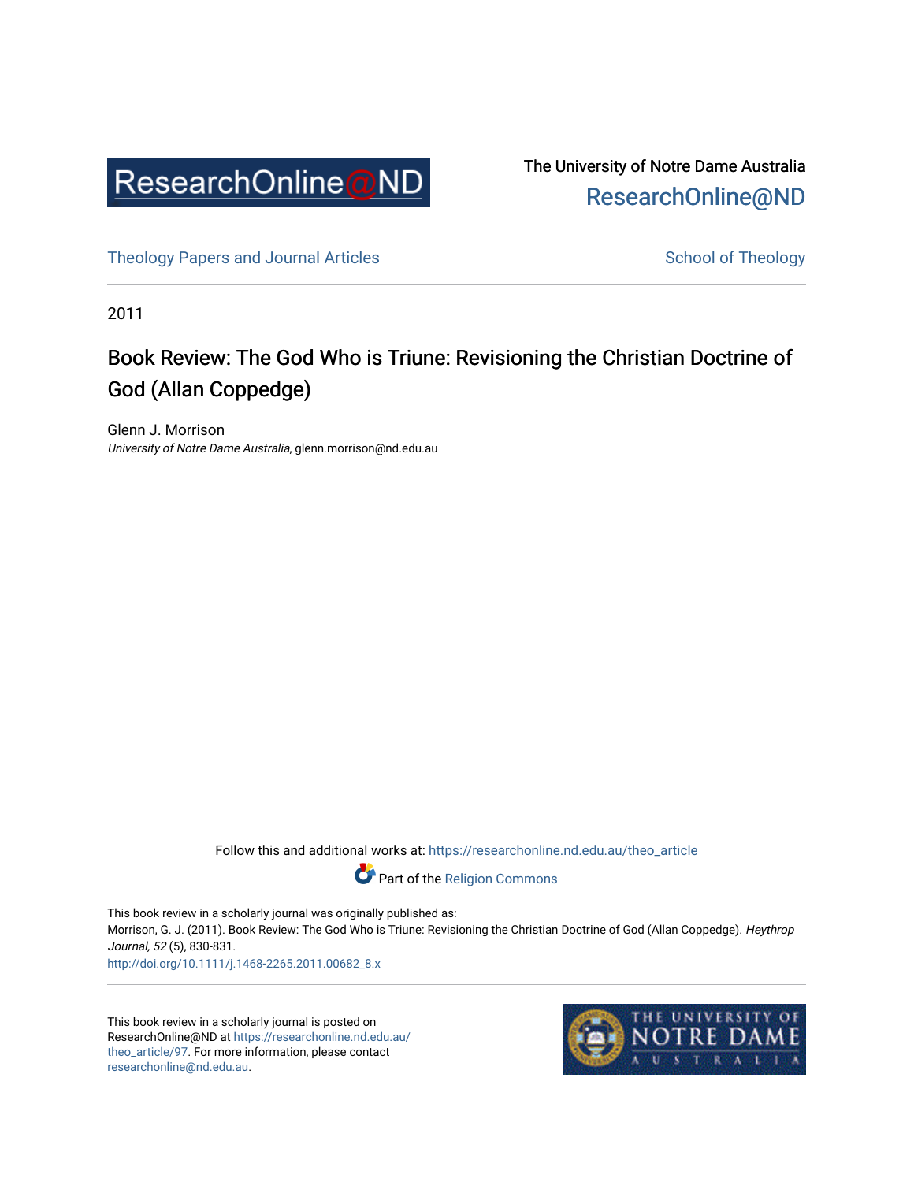The University of Notre Dame Australia
ResearchOnline@ND

Theology Papers and Journal Articles

School of Theology

2011

# Book Review: The God Who is Triune: Revisioning the Christian Doctrine of God (Allan Coppedge)

Glenn J. Morrison
*University of Notre Dame Australia*, glenn.morrison@nd.edu.au

Follow this and additional works at: https://researchonline.nd.edu.au/theo_article

Part of the Religion Commons

This book review in a scholarly journal was originally published as:
Morrison, G. J. (2011). Book Review: The God Who is Triune: Revisioning the Christian Doctrine of God (Allan Coppedge). *Heythrop Journal, 52* (5), 830-831.
http://doi.org/10.1111/j.1468-2265.2011.00682_8.x

This book review in a scholarly journal is posted on ResearchOnline@ND at https://researchonline.nd.edu.au/theo_article/97. For more information, please contact researchonline@nd.edu.au.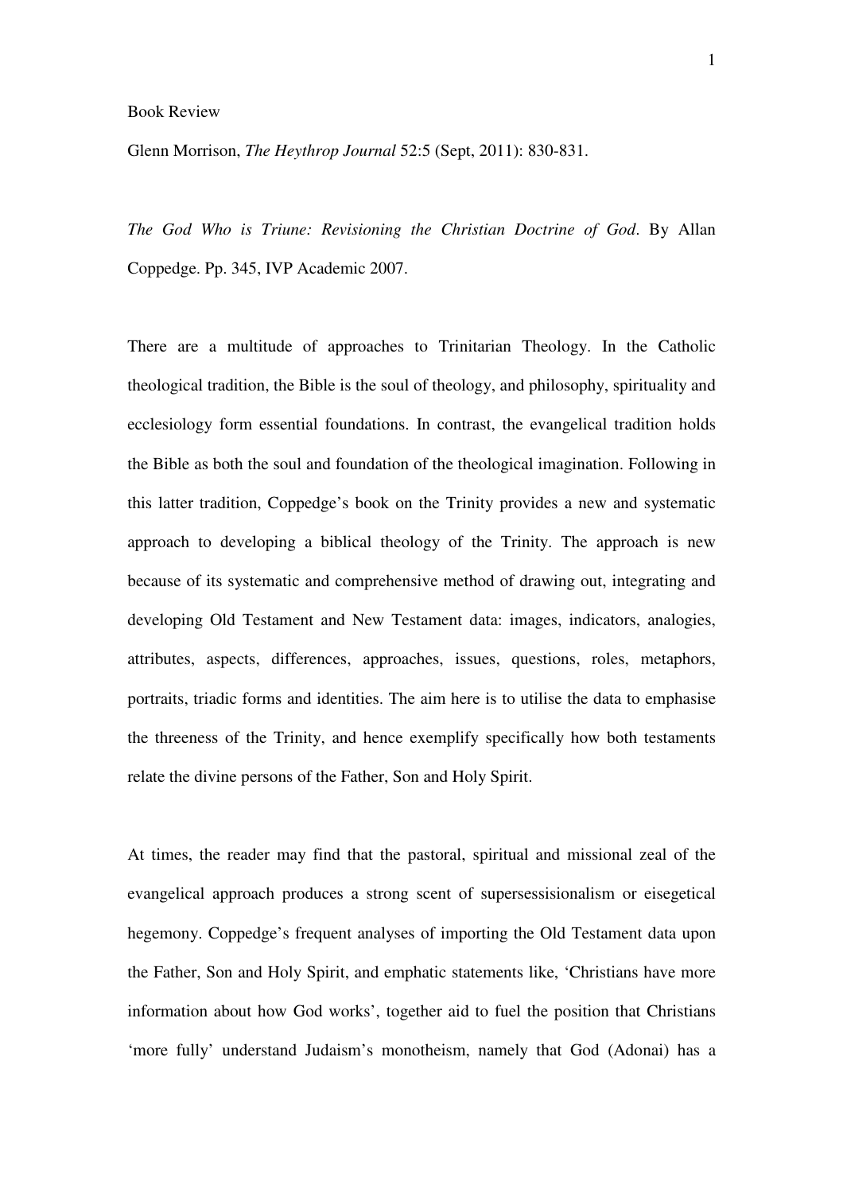Book Review

Glenn Morrison, *The Heythrop Journal* 52:5 (Sept, 2011): 830-831.

*The God Who is Triune: Revisioning the Christian Doctrine of God*. By Allan Coppedge. Pp. 345, IVP Academic 2007.

There are a multitude of approaches to Trinitarian Theology. In the Catholic theological tradition, the Bible is the soul of theology, and philosophy, spirituality and ecclesiology form essential foundations. In contrast, the evangelical tradition holds the Bible as both the soul and foundation of the theological imagination. Following in this latter tradition, Coppedge's book on the Trinity provides a new and systematic approach to developing a biblical theology of the Trinity. The approach is new because of its systematic and comprehensive method of drawing out, integrating and developing Old Testament and New Testament data: images, indicators, analogies, attributes, aspects, differences, approaches, issues, questions, roles, metaphors, portraits, triadic forms and identities. The aim here is to utilise the data to emphasise the threeness of the Trinity, and hence exemplify specifically how both testaments relate the divine persons of the Father, Son and Holy Spirit.

At times, the reader may find that the pastoral, spiritual and missional zeal of the evangelical approach produces a strong scent of supersessisionalism or eisegetical hegemony. Coppedge's frequent analyses of importing the Old Testament data upon the Father, Son and Holy Spirit, and emphatic statements like, 'Christians have more information about how God works', together aid to fuel the position that Christians 'more fully' understand Judaism's monotheism, namely that God (Adonai) has a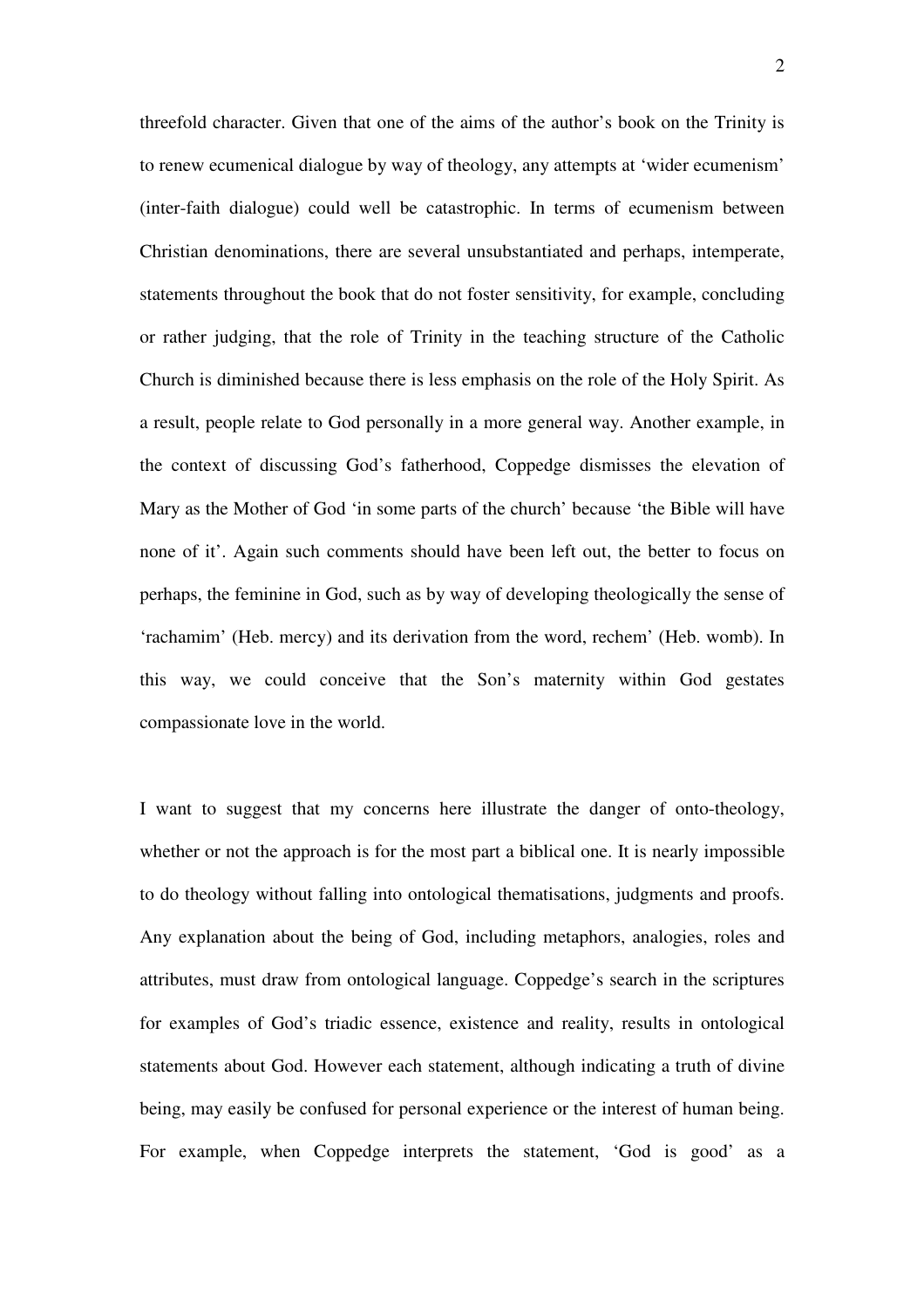threefold character. Given that one of the aims of the author's book on the Trinity is to renew ecumenical dialogue by way of theology, any attempts at 'wider ecumenism' (inter-faith dialogue) could well be catastrophic. In terms of ecumenism between Christian denominations, there are several unsubstantiated and perhaps, intemperate, statements throughout the book that do not foster sensitivity, for example, concluding or rather judging, that the role of Trinity in the teaching structure of the Catholic Church is diminished because there is less emphasis on the role of the Holy Spirit. As a result, people relate to God personally in a more general way. Another example, in the context of discussing God's fatherhood, Coppedge dismisses the elevation of Mary as the Mother of God 'in some parts of the church' because 'the Bible will have none of it'. Again such comments should have been left out, the better to focus on perhaps, the feminine in God, such as by way of developing theologically the sense of 'rachamim' (Heb. mercy) and its derivation from the word, rechem' (Heb. womb). In this way, we could conceive that the Son's maternity within God gestates compassionate love in the world.

I want to suggest that my concerns here illustrate the danger of onto-theology, whether or not the approach is for the most part a biblical one. It is nearly impossible to do theology without falling into ontological thematisations, judgments and proofs. Any explanation about the being of God, including metaphors, analogies, roles and attributes, must draw from ontological language. Coppedge's search in the scriptures for examples of God's triadic essence, existence and reality, results in ontological statements about God. However each statement, although indicating a truth of divine being, may easily be confused for personal experience or the interest of human being. For example, when Coppedge interprets the statement, 'God is good' as a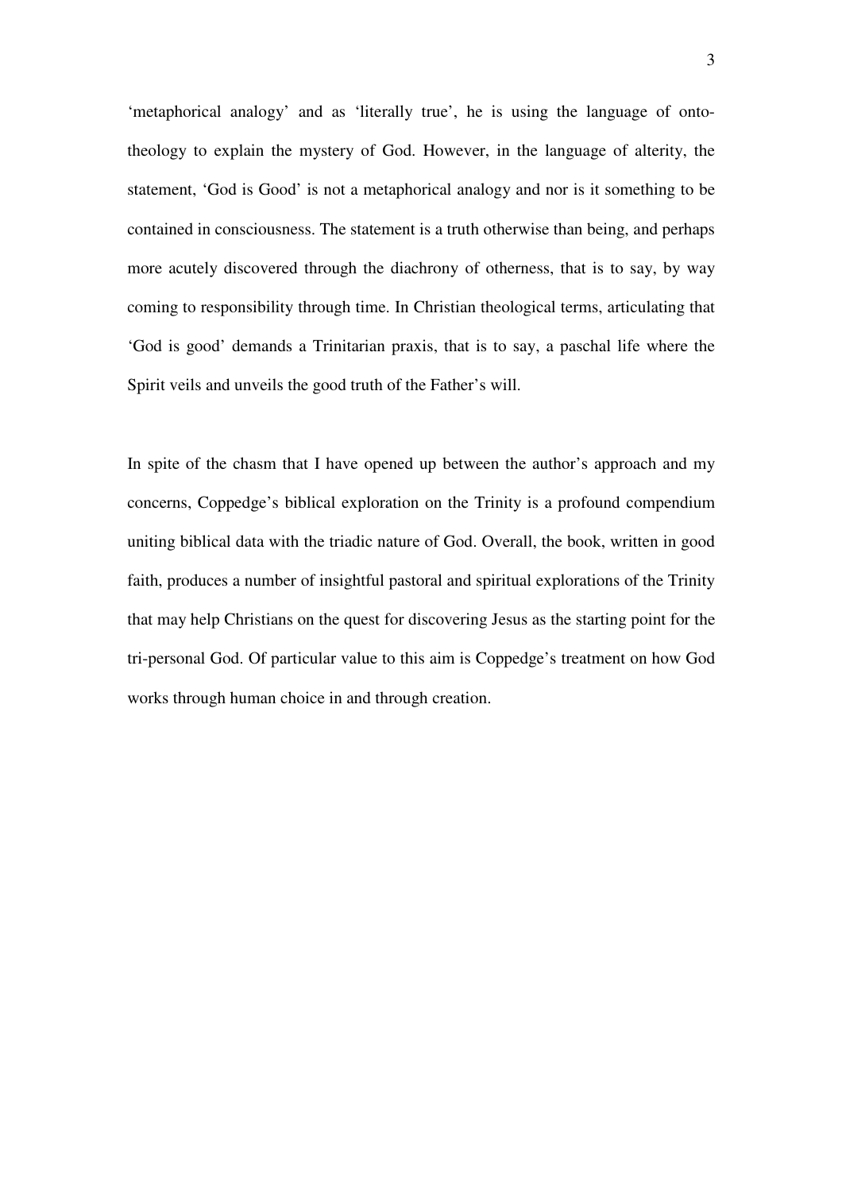'metaphorical analogy' and as 'literally true', he is using the language of onto-theology to explain the mystery of God. However, in the language of alterity, the statement, 'God is Good' is not a metaphorical analogy and nor is it something to be contained in consciousness. The statement is a truth otherwise than being, and perhaps more acutely discovered through the diachrony of otherness, that is to say, by way coming to responsibility through time. In Christian theological terms, articulating that 'God is good' demands a Trinitarian praxis, that is to say, a paschal life where the Spirit veils and unveils the good truth of the Father's will.

In spite of the chasm that I have opened up between the author's approach and my concerns, Coppedge's biblical exploration on the Trinity is a profound compendium uniting biblical data with the triadic nature of God. Overall, the book, written in good faith, produces a number of insightful pastoral and spiritual explorations of the Trinity that may help Christians on the quest for discovering Jesus as the starting point for the tri-personal God. Of particular value to this aim is Coppedge's treatment on how God works through human choice in and through creation.